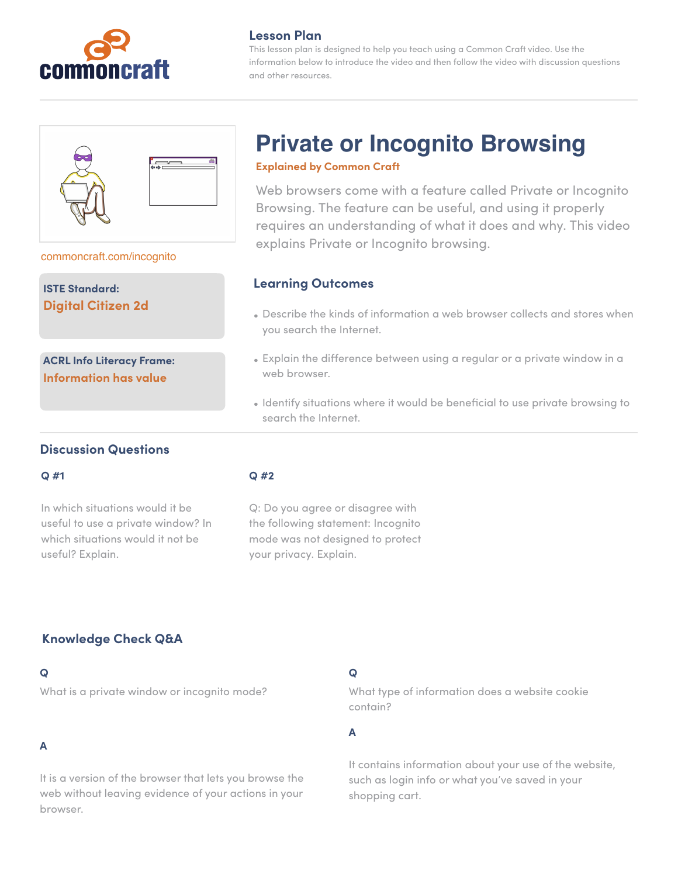## Lesson Plan

This lesson plan is designed to help you teach using a Common Craft video. Use the information below to introduce the video and then follow the video with discussion questions and other resources.

# Private or Incognito Browsing

**Explained by Common Craft**

Web browsers come with a feature called Private or Incognito Browsing. The feature can be useful, and using it properly requires an understanding of what it does and why. This video explains Private or Incognito browsing.

commoncraft.com/incognito

**ISTE Standard:**
**Digital Citizen 2d**

**ACRL Info Literacy Frame:**
**Information has value**

## Learning Outcomes

- Describe the kinds of information a web browser collects and stores when you search the Internet.
- Explain the difference between using a regular or a private window in a web browser.
- Identify situations where it would be beneficial to use private browsing to search the Internet.

## Discussion Questions

**Q #1**

In which situations would it be useful to use a private window? In which situations would it not be useful? Explain.

**Q #2**

Q: Do you agree or disagree with the following statement: Incognito mode was not designed to protect your privacy. Explain.

## Knowledge Check Q&A

**Q**

What is a private window or incognito mode?

**A**

It is a version of the browser that lets you browse the web without leaving evidence of your actions in your browser.

**Q**

What type of information does a website cookie contain?

**A**

It contains information about your use of the website, such as login info or what you've saved in your shopping cart.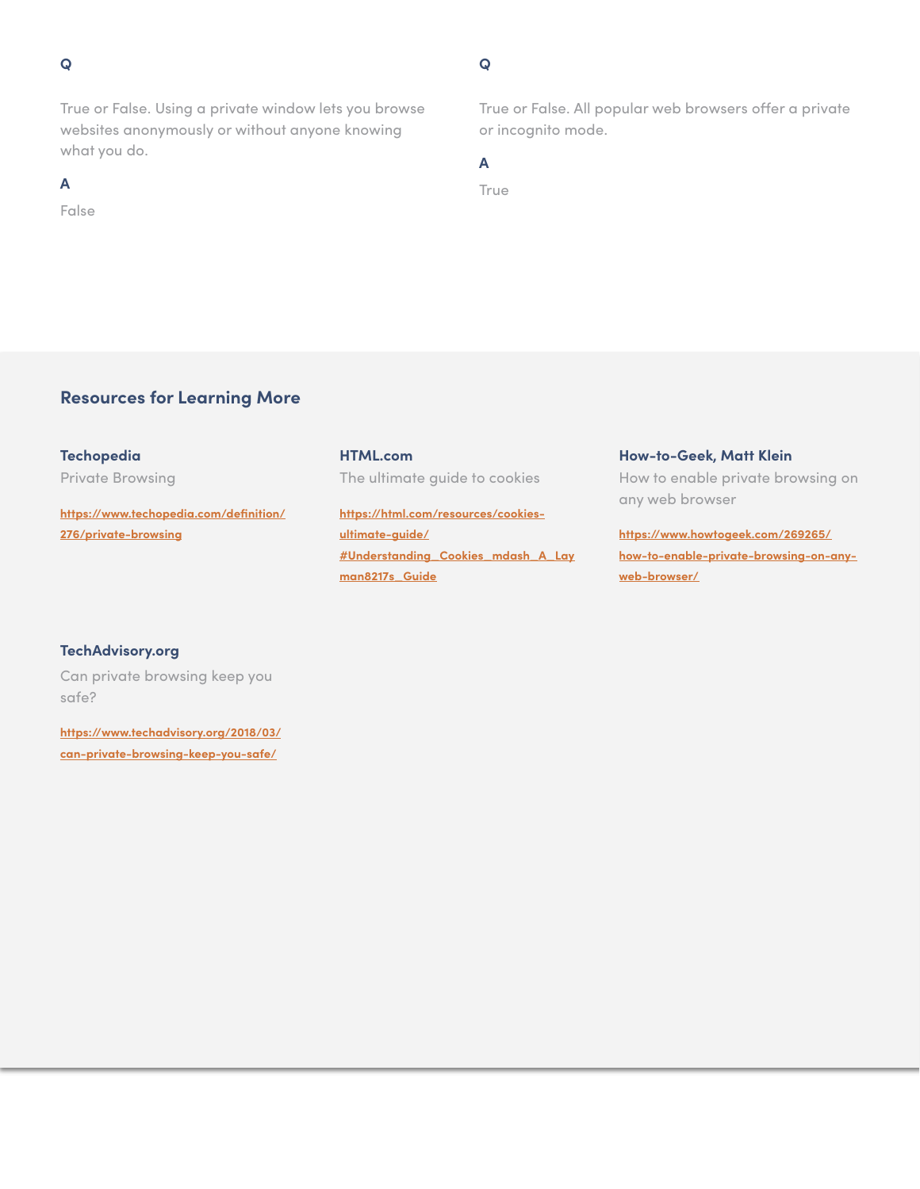**Q**

True or False. Using a private window lets you browse websites anonymously or without anyone knowing what you do.

**A**

False

**Q**

True or False. All popular web browsers offer a private or incognito mode.

**A**

True

## Resources for Learning More

**Techopedia**

Private Browsing

https://www.techopedia.com/definition/276/private-browsing

**HTML.com**

The ultimate guide to cookies

https://html.com/resources/cookies-ultimate-guide/#Understanding_Cookies_mdash_A_Layman8217s_Guide

**How-to-Geek, Matt Klein**

How to enable private browsing on any web browser

https://www.howtogeek.com/269265/how-to-enable-private-browsing-on-any-web-browser/

**TechAdvisory.org**

Can private browsing keep you safe?

https://www.techadvisory.org/2018/03/can-private-browsing-keep-you-safe/